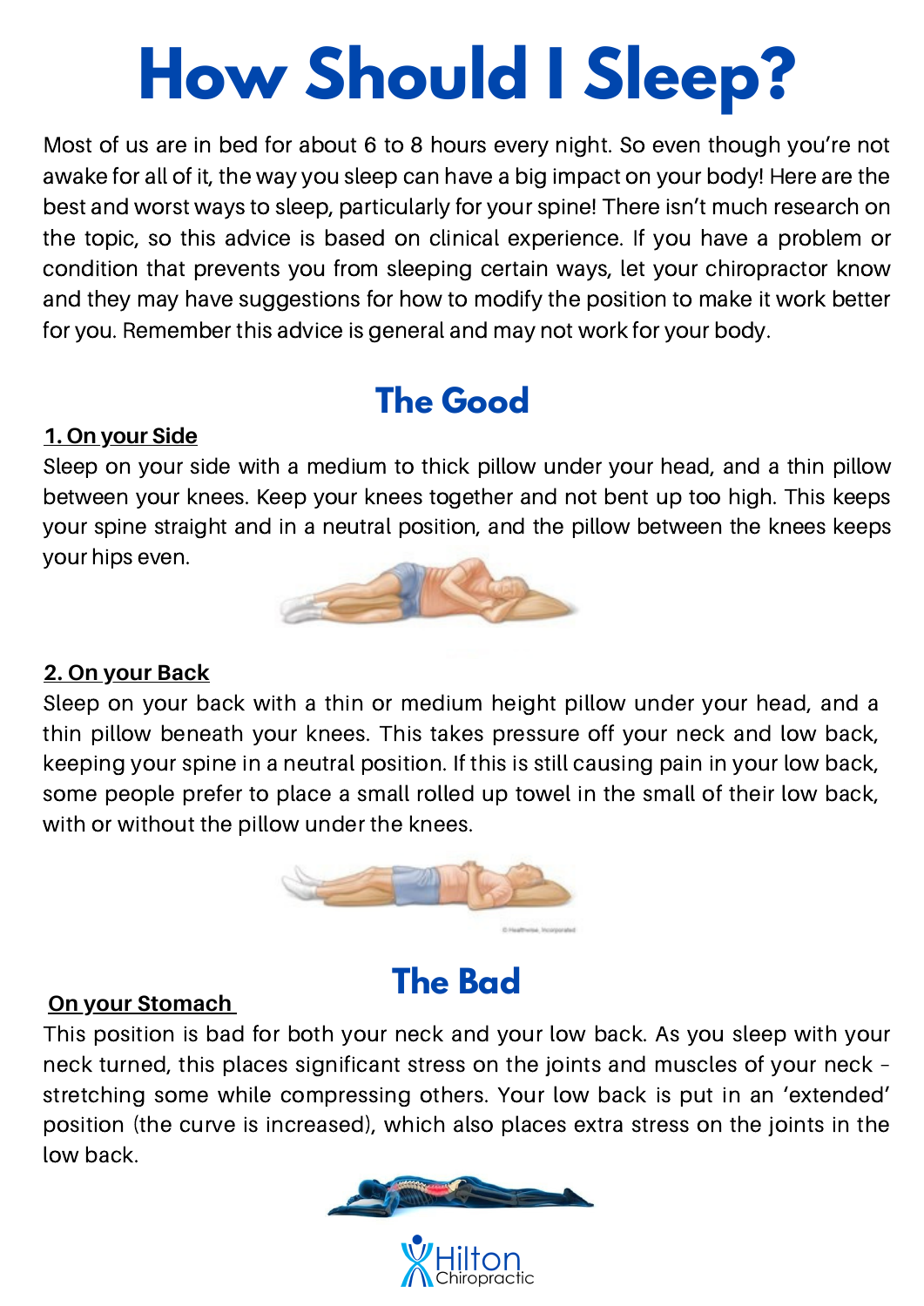# How Should I Sleep?

Most of us are in bed for about 6 to 8 hours every night. So even though you're not awake for all of it, the way you sleep can have a big impact on your body! Here are the best and worst ways to sleep, particularly for your spine! There isn't much research on the topic, so this advice is based on clinical experience. If you have a problem or condition that prevents you from sleeping certain ways, let your chiropractor know and they may have suggestions for how to modify the position to make it work better for you. Remember this advice is general and may not work for your body.

## The Good

**1. On your Side**

Sleep on your side with a medium to thick pillow under your head, and a thin pillow between your knees. Keep your knees together and not bent up too high. This keeps your spine straight and in a neutral position, and the pillow between the knees keeps your hips even.

**2. On your Back**

Sleep on your back with a thin or medium height pillow under your head, and a thin pillow beneath your knees. This takes pressure off your neck and low back, keeping your spine in a neutral position. If this is still causing pain in your low back, some people prefer to place a small rolled up towel in the small of their low back, with or without the pillow under the knees.

## The Bad

**On your Stomach**

This position is bad for both your neck and your low back. As you sleep with your neck turned, this places significant stress on the joints and muscles of your neck – stretching some while compressing others. Your low back is put in an 'extended' position (the curve is increased), which also places extra stress on the joints in the low back.

Hilton Chiropractic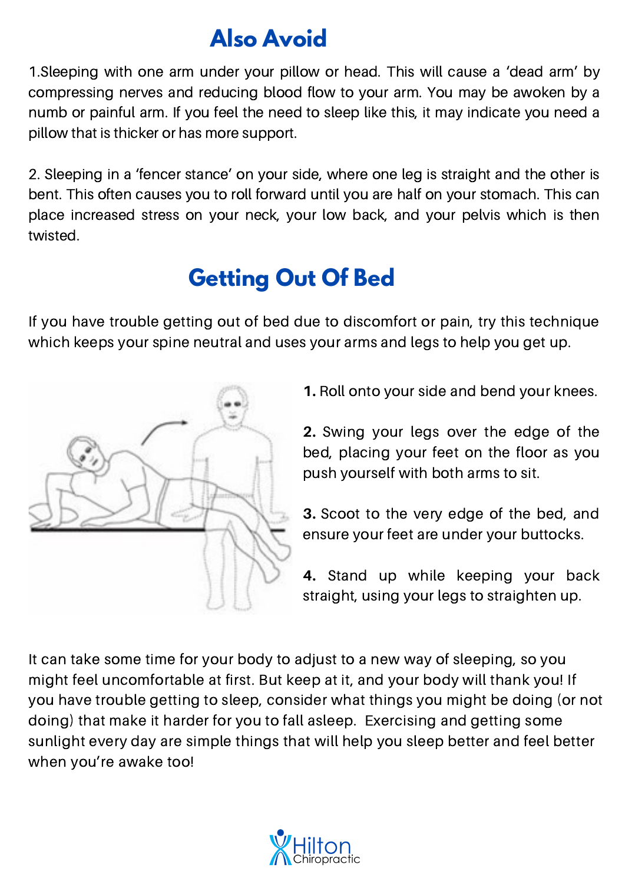## Also Avoid

1.Sleeping with one arm under your pillow or head. This will cause a 'dead arm' by compressing nerves and reducing blood flow to your arm. You may be awoken by a numb or painful arm. If you feel the need to sleep like this, it may indicate you need a pillow that is thicker or has more support.

2. Sleeping in a 'fencer stance' on your side, where one leg is straight and the other is bent. This often causes you to roll forward until you are half on your stomach. This can place increased stress on your neck, your low back, and your pelvis which is then twisted.

## Getting Out Of Bed

If you have trouble getting out of bed due to discomfort or pain, try this technique which keeps your spine neutral and uses your arms and legs to help you get up.

**1.** Roll onto your side and bend your knees.

**2.** Swing your legs over the edge of the bed, placing your feet on the floor as you push yourself with both arms to sit.

**3.** Scoot to the very edge of the bed, and ensure your feet are under your buttocks.

**4.** Stand up while keeping your back straight, using your legs to straighten up.

It can take some time for your body to adjust to a new way of sleeping, so you might feel uncomfortable at first. But keep at it, and your body will thank you! If you have trouble getting to sleep, consider what things you might be doing (or not doing) that make it harder for you to fall asleep. Exercising and getting some sunlight every day are simple things that will help you sleep better and feel better when you're awake too!

Hilton Chiropractic